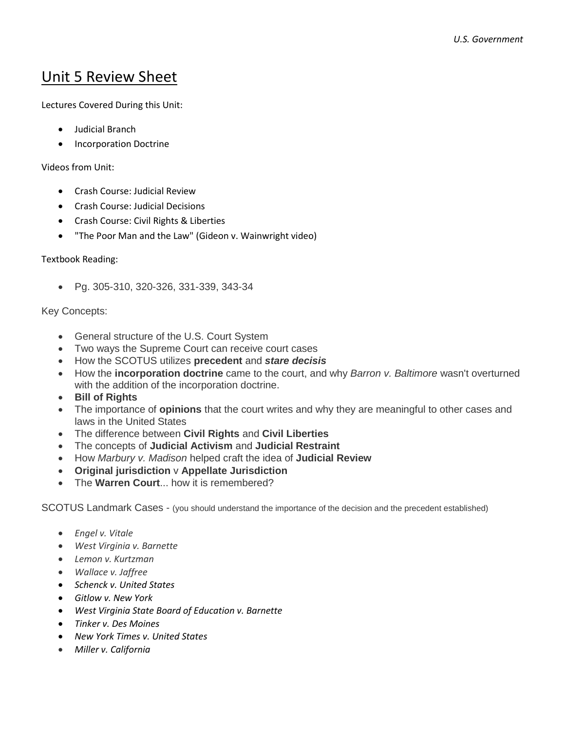# Unit 5 Review Sheet

Lectures Covered During this Unit:

- Judicial Branch
- Incorporation Doctrine

Videos from Unit:

- Crash Course: Judicial Review
- Crash Course: Judicial Decisions
- Crash Course: Civil Rights & Liberties
- "The Poor Man and the Law" (Gideon v. Wainwright video)

Textbook Reading:

- Pg. 305-310, 320-326, 331-339, 343-34

Key Concepts:

- General structure of the U.S. Court System
- Two ways the Supreme Court can receive court cases
- How the SCOTUS utilizes **precedent** and ***stare decisis***
- How the **incorporation doctrine** came to the court, and why *Barron v. Baltimore* wasn't overturned with the addition of the incorporation doctrine.
- **Bill of Rights**
- The importance of **opinions** that the court writes and why they are meaningful to other cases and laws in the United States
- The difference between **Civil Rights** and **Civil Liberties**
- The concepts of **Judicial Activism** and **Judicial Restraint**
- How *Marbury v. Madison* helped craft the idea of **Judicial Review**
- **Original jurisdiction** v **Appellate Jurisdiction**
- The **Warren Court**... how it is remembered?

SCOTUS Landmark Cases - (you should understand the importance of the decision and the precedent established)

- *Engel v. Vitale*
- *West Virginia v. Barnette*
- *Lemon v. Kurtzman*
- *Wallace v. Jaffree*
- *Schenck v. United States*
- *Gitlow v. New York*
- *West Virginia State Board of Education v. Barnette*
- *Tinker v. Des Moines*
- *New York Times v. United States*
- *Miller v. California*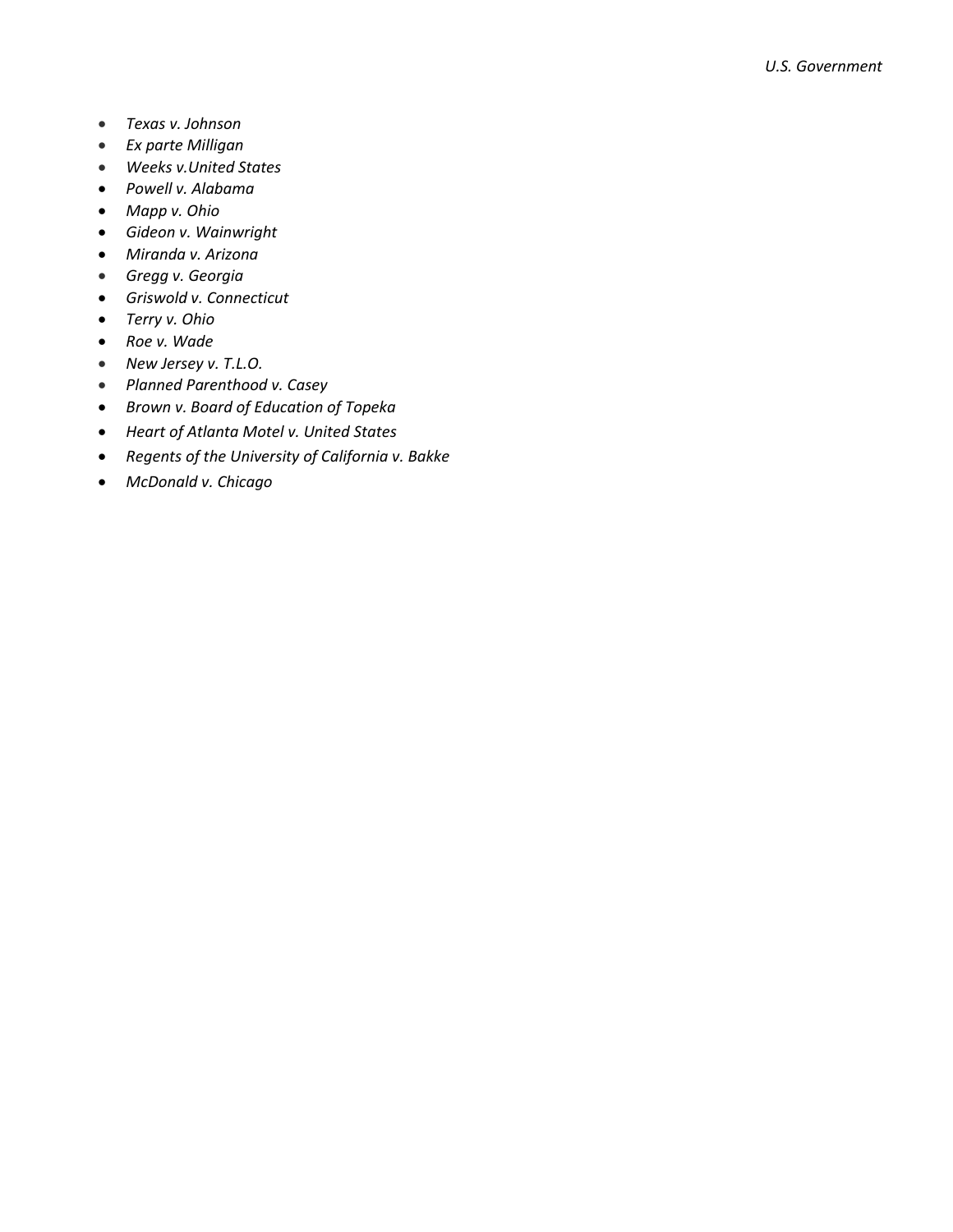- *Texas v. Johnson*
- *Ex parte Milligan*
- *Weeks v.United States*
- *Powell v. Alabama*
- *Mapp v. Ohio*
- *Gideon v. Wainwright*
- *Miranda v. Arizona*
- *Gregg v. Georgia*
- *Griswold v. Connecticut*
- *Terry v. Ohio*
- *Roe v. Wade*
- *New Jersey v. T.L.O.*
- *Planned Parenthood v. Casey*
- *Brown v. Board of Education of Topeka*
- *Heart of Atlanta Motel v. United States*
- *Regents of the University of California v. Bakke*
- *McDonald v. Chicago*